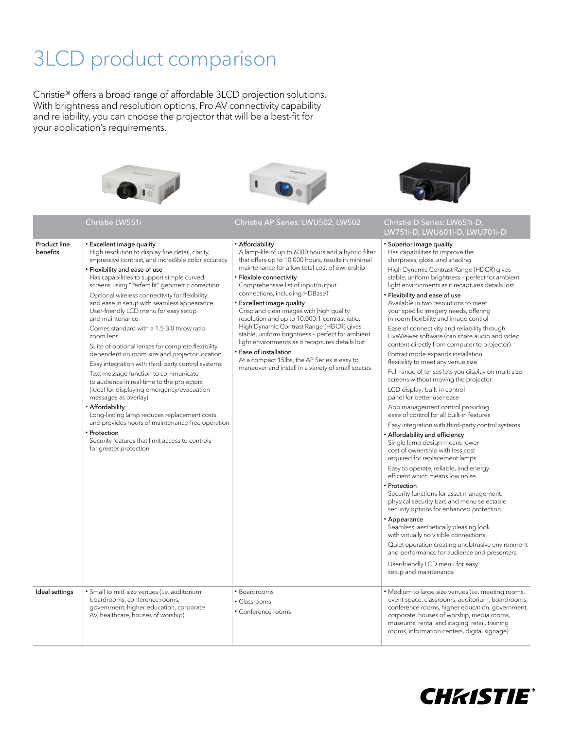# 3LCD product comparison

Christie® offers a broad range of affordable 3LCD projection solutions. With brightness and resolution options, Pro AV connectivity capability and reliability, you can choose the projector that will be a best-fit for your application's requirements.

| | Christie LW551i | Christie AP Series: LWU502, LW502 | Christie D Series: LW651i-D, LW751i-D, LWU601i-D, LWU701i-D |
|---|---|---|---|
| Product line benefits | • Excellent image quality<br>High resolution to display fine detail, clarity, impressive contrast, and incredible color accuracy<br>• Flexibility and ease of use<br>Has capabilities to support simple curved screens using "Perfect fit" geometric correction<br>Optional wireless connectivity for flexibility and ease in setup with seamless appearance. User-friendly LCD menu for easy setup and maintenance<br>Comes standard with a 1.5-3.0 throw ratio zoom lens<br>Suite of optional lenses for complete flexibility dependent on room size and projector location<br>Easy integration with third-party control systems<br>Text message function to communicate to audience in real-time to the projectors (ideal for displaying emergency/evacuation messages as overlay)<br>• Affordability<br>Long-lasting lamp reduces replacement costs and provides hours of maintenance-free operation<br>• Protection<br>Security features that limit access to controls for greater protection | • Affordability<br>A lamp-life of up to 6000 hours and a hybrid filter that offers up to 10,000 hours, results in minimal maintenance for a low total cost of ownership<br>• Flexible connectivity<br>Comprehensive list of input/output connections, including HDBaseT<br>• Excellent image quality<br>Crisp and clear images with high quality resolution and up to 10,000:1 contrast ratio. High Dynamic Contrast Range (HDCR) gives stable, uniform brightness – perfect for ambient light environments as it recaptures details lost<br>• Ease of installation<br>At a compact 15lbs, the AP Series is easy to maneuver and install in a variety of small spaces | • Superior image quality<br>Has capabilities to improve the sharpness, gloss, and shading<br>High Dynamic Contrast Range (HDCR) gives stable, uniform brightness – perfect for ambient light environments as it recaptures details lost<br>• Flexibility and ease of use<br>Available in two resolutions to meet your specific imagery needs, offering in-room flexibility and image control<br>Ease of connectivity and reliability through LiveViewer software (can share audio and video content directly from computer to projector)<br>Portrait mode expands installation flexibility to meet any venue size<br>Full range of lenses lets you display on multi-size screens without moving the projector<br>LCD display: built-in control panel for better user ease<br>App management control providing ease of control for all built-in features<br>Easy integration with third-party control systems<br>• Affordability and efficiency<br>Single lamp design means lower cost of ownership with less cost required for replacement lamps<br>Easy to operate, reliable, and energy efficient which means low noise<br>• Protection<br>Security functions for asset management: physical security bars and menu selectable security options for enhanced protection<br>• Appearance<br>Seamless, aesthetically pleasing look with virtually no visible connections<br>Quiet operation creating unobtrusive environment and performance for audience and presenters<br>User-friendly LCD menu for easy setup and maintenance |
| Ideal settings | • Small to mid-size venues (i.e. auditorium, boardrooms, conference rooms, government, higher education, corporate AV, healthcare, houses of worship) | • Boardrooms<br>• Classrooms<br>• Conference rooms | • Medium to large-size venues (i.e. meeting rooms, event space, classrooms, auditorium, boardrooms, conference rooms, higher education, government, corporate, houses of worship, media rooms, museums, rental and staging, retail, training rooms, information centers, digital signage) |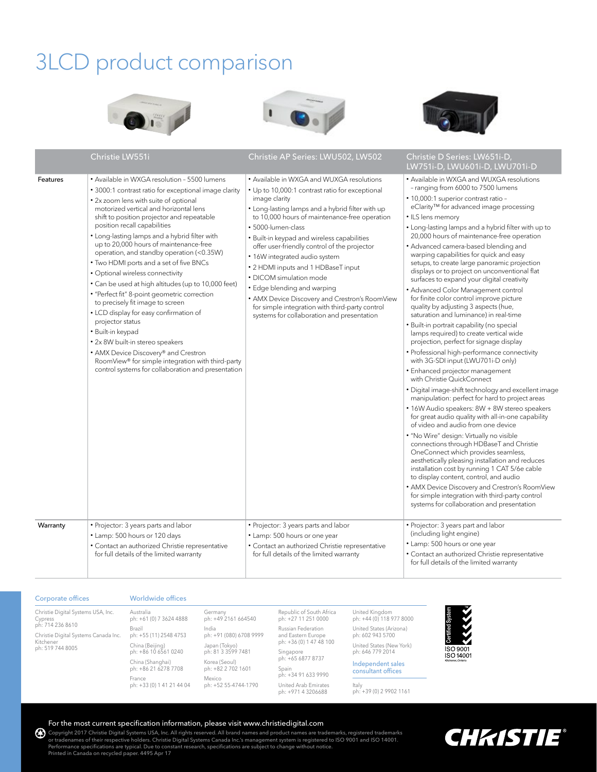# 3LCD product comparison

| | Christie LW551i | Christie AP Series: LWU502, LW502 | Christie D Series: LW651i-D, LW751i-D, LWU601i-D, LWU701i-D |
|---|---|---|---|
| Features | • Available in WXGA resolution – 5500 lumens<br>• 3000:1 contrast ratio for exceptional image clarity<br>• 2x zoom lens with suite of optional motorized vertical and horizontal lens shift to position projector and repeatable position recall capabilities<br>• Long-lasting lamps and a hybrid filter with up to 20,000 hours of maintenance-free operation, and standby operation (<0.35W)<br>• Two HDMI ports and a set of five BNCs<br>• Optional wireless connectivity<br>• Can be used at high altitudes (up to 10,000 feet)<br>• "Perfect fit" 8-point geometric correction to precisely fit image to screen<br>• LCD display for easy confirmation of projector status<br>• Built-in keypad<br>• 2x 8W built-in stereo speakers<br>• AMX Device Discovery® and Crestron RoomView® for simple integration with third-party control systems for collaboration and presentation | • Available in WXGA and WUXGA resolutions<br>• Up to 10,000:1 contrast ratio for exceptional image clarity<br>• Long-lasting lamps and a hybrid filter with up to 10,000 hours of maintenance-free operation<br>• 5000-lumen-class<br>• Built-in keypad and wireless capabilities offer user-friendly control of the projector<br>• 16W integrated audio system<br>• 2 HDMI inputs and 1 HDBaseT input<br>• DICOM simulation mode<br>• Edge blending and warping<br>• AMX Device Discovery and Crestron's RoomView for simple integration with third-party control systems for collaboration and presentation | • Available in WXGA and WUXGA resolutions – ranging from 6000 to 7500 lumens<br>• 10,000:1 superior contrast ratio – eClarity™ for advanced image processing<br>• ILS lens memory<br>• Long-lasting lamps and a hybrid filter with up to 20,000 hours of maintenance-free operation<br>• Advanced camera-based blending and warping capabilities for quick and easy setups, to create large panoramic projection displays or to project on unconventional flat surfaces to expand your digital creativity<br>• Advanced Color Management control for finite color control improve picture quality by adjusting 3 aspects (hue, saturation and luminance) in real-time<br>• Built-in portrait capability (no special lamps required) to create vertical wide projection, perfect for signage display<br>• Professional high-performance connectivity with 3G-SDI input (LWU701i-D only)<br>• Enhanced projector management with Christie QuickConnect<br>• Digital image-shift technology and excellent image manipulation: perfect for hard to project areas<br>• 16W Audio speakers: 8W + 8W stereo speakers for great audio quality with all-in-one capability of video and audio from one device<br>• "No Wire" design: Virtually no visible connections through HDBaseT and Christie OneConnect which provides seamless, aesthetically pleasing installation and reduces installation cost by running 1 CAT 5/6e cable to display content, control, and audio<br>• AMX Device Discovery and Crestron's RoomView for simple integration with third-party control systems for collaboration and presentation |
| Warranty | • Projector: 3 years parts and labor<br>• Lamp: 500 hours or 120 days<br>• Contact an authorized Christie representative for full details of the limited warranty | • Projector: 3 years parts and labor<br>• Lamp: 500 hours or one year<br>• Contact an authorized Christie representative for full details of the limited warranty | • Projector: 3 years part and labor (including light engine)<br>• Lamp: 500 hours or one year<br>• Contact an authorized Christie representative for full details of the limited warranty |

**Corporate offices**

Christie Digital Systems USA, Inc.
Cypress
ph: 714 236 8610

Christie Digital Systems Canada Inc.
Kitchener
ph: 519 744 8005

**Worldwide offices**

Australia
ph: +61 (0) 7 3624 4888

Brazil
ph: +55 (11) 2548 4753

China (Beijing)
ph: +86 10 6561 0240

China (Shanghai)
ph: +86 21 6278 7708

France
ph: +33 (0) 1 41 21 44 04

Germany
ph: +49 2161 664540

India
ph: +91 (080) 6708 9999

Japan (Tokyo)
ph: 81 3 3599 7481

Korea (Seoul)
ph: +82 2 702 1601

Mexico
ph: +52 55-4744-1790

Republic of South Africa
ph: +27 11 251 0000

Russian Federation and Eastern Europe
ph: +36 (0) 1 47 48 100

Singapore
ph: +65 6877 8737

Spain
ph: +34 91 633 9990

United Arab Emirates
ph: +971 4 3206688

United Kingdom
ph: +44 (0) 118 977 8000

United States (Arizona)
ph: 602 943 5700

United States (New York)
ph: 646 779 2014

**Independent sales consultant offices**

Italy
ph: +39 (0) 2 9902 1161

Certified System
ISO 9001
ISO 14001
Kitchener, Ontario

For the most current specification information, please visit www.christiedigital.com

Copyright 2017 Christie Digital Systems USA, Inc. All rights reserved. All brand names and product names are trademarks, registered trademarks or tradenames of their respective holders. Christie Digital Systems Canada Inc.'s management system is registered to ISO 9001 and ISO 14001. Performance specifications are typical. Due to constant research, specifications are subject to change without notice. Printed in Canada on recycled paper. 4495 Apr 17

CHRISTIE®